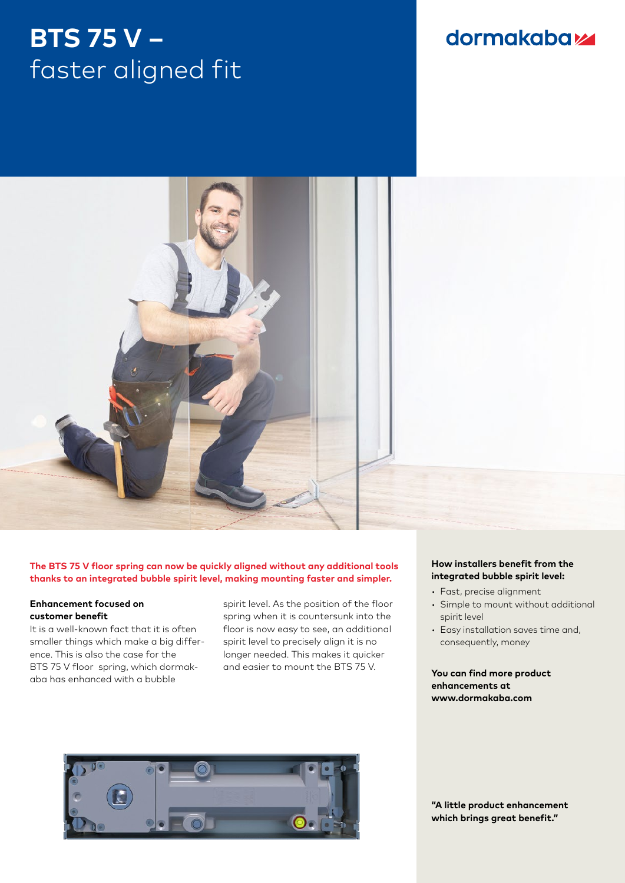# BTS 75 V – faster aligned fit

dormakaba

**The BTS 75 V floor spring can now be quickly aligned without any additional tools thanks to an integrated bubble spirit level, making mounting faster and simpler.**

**Enhancement focused on customer benefit**

It is a well-known fact that it is often smaller things which make a big difference. This is also the case for the BTS 75 V floor spring, which dormakaba has enhanced with a bubble spirit level. As the position of the floor spring when it is countersunk into the floor is now easy to see, an additional spirit level to precisely align it is no longer needed. This makes it quicker and easier to mount the BTS 75 V.

**How installers benefit from the integrated bubble spirit level:**

- Fast, precise alignment
- Simple to mount without additional spirit level
- Easy installation saves time and, consequently, money

**You can find more product enhancements at www.dormakaba.com**

**"A little product enhancement which brings great benefit."**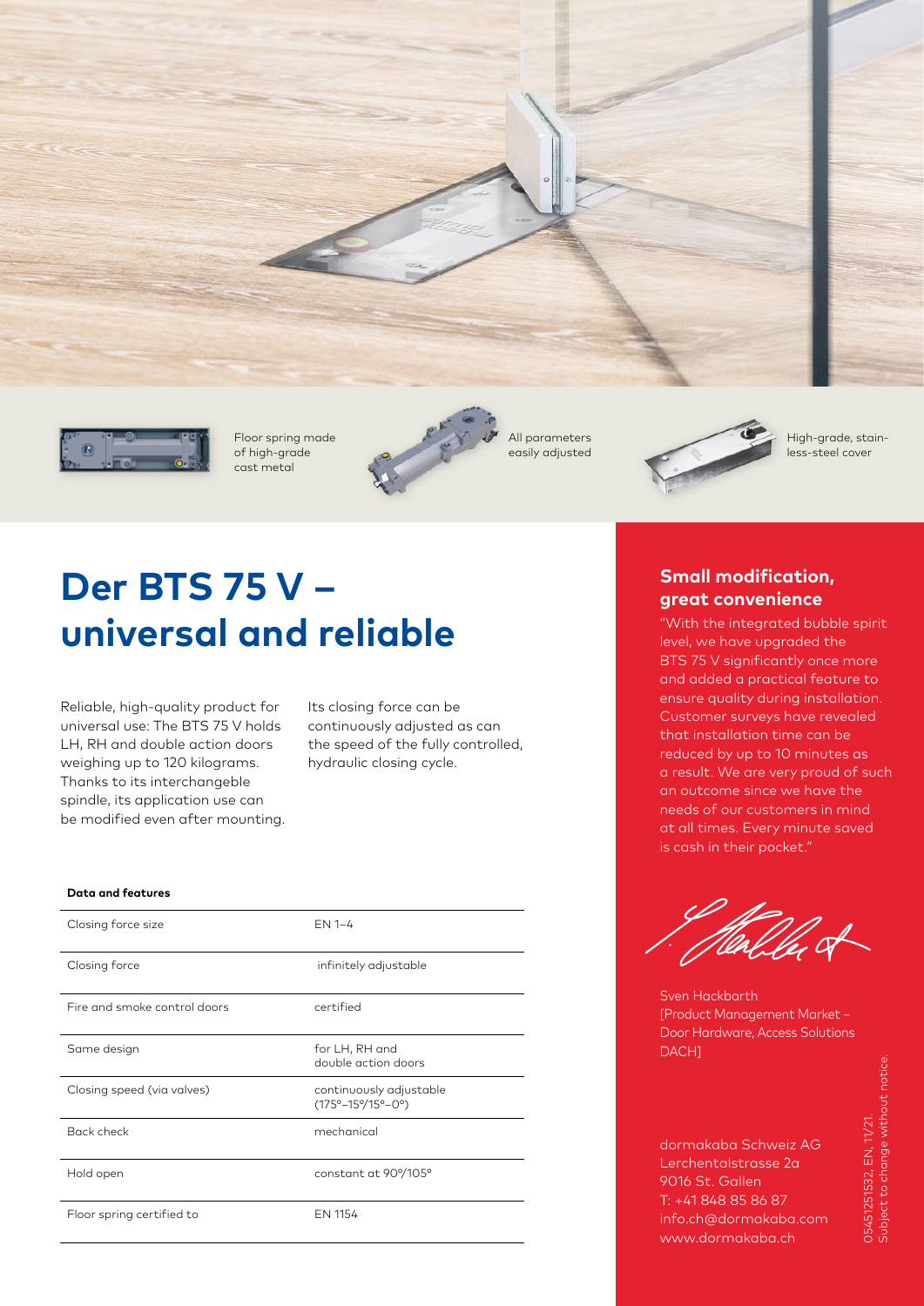Floor spring made of high-grade cast metal

All parameters easily adjusted

High-grade, stainless-steel cover

# Der BTS 75 V – universal and reliable

Reliable, high-quality product for universal use: The BTS 75 V holds LH, RH and double action doors weighing up to 120 kilograms. Thanks to its interchangeble spindle, its application use can be modified even after mounting.

Its closing force can be continuously adjusted as can the speed of the fully controlled, hydraulic closing cycle.

**Data and features**

| | |
|---|---|
| Closing force size | EN 1–4 |
| Closing force | infinitely adjustable |
| Fire and smoke control doors | certified |
| Same design | for LH, RH and double action doors |
| Closing speed (via valves) | continuously adjustable (175°–15°/15°–0°) |
| Back check | mechanical |
| Hold open | constant at 90°/105° |
| Floor spring certified to | EN 1154 |

## Small modification, great convenience

"With the integrated bubble spirit level, we have upgraded the BTS 75 V significantly once more and added a practical feature to ensure quality during installation. Customer surveys have revealed that installation time can be reduced by up to 10 minutes as a result. We are very proud of such an outcome since we have the needs of our customers in mind at all times. Every minute saved is cash in their pocket."

Sven Hackbarth
[Product Management Market – Door Hardware, Access Solutions DACH]

dormakaba Schweiz AG
Lerchentalstrasse 2a
9016 St. Gallen
T: +41 848 85 86 87
info.ch@dormakaba.com
www.dormakaba.ch

05451251532, EN, 11/21.
Subject to change without notice.